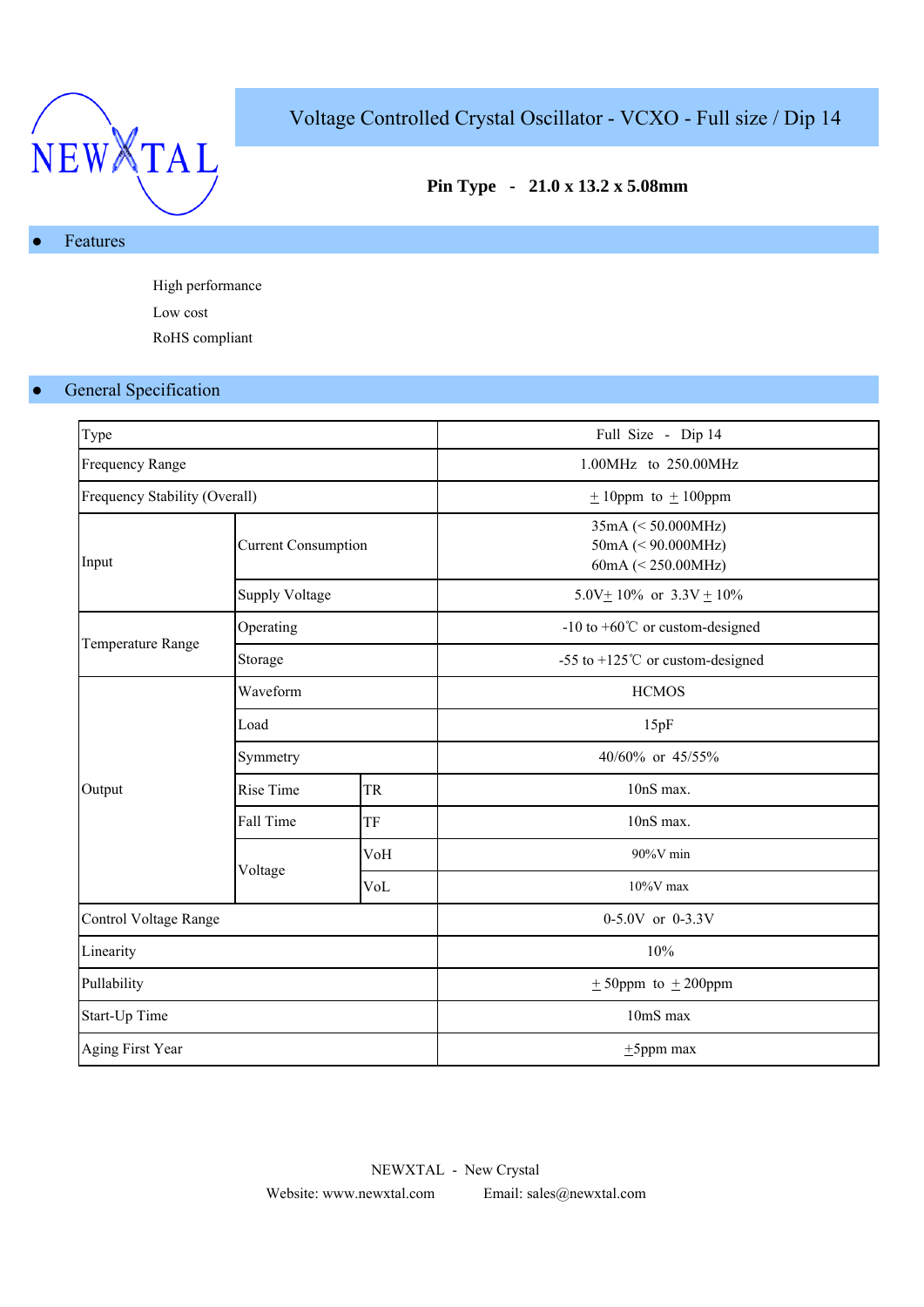NEWXTAL

# Voltage Controlled Crystal Oscillator - VCXO - Full size / Dip 14

**Pin Type - 21.0 x 13.2 x 5.08mm**

## ● Features

High performance

Low cost

RoHS compliant

## ● General Specification

| Type | | | Full Size - Dip 14 |
|---|---|---|---|
| Frequency Range | | | 1.00MHz to 250.00MHz |
| Frequency Stability (Overall) | | | ± 10ppm to ± 100ppm |
| Input | Current Consumption | | 35mA (< 50.000MHz)<br>50mA (< 90.000MHz)<br>60mA (< 250.00MHz) |
| | Supply Voltage | | 5.0V± 10% or 3.3V ± 10% |
| Temperature Range | Operating | | -10 to +60℃ or custom-designed |
| | Storage | | -55 to +125℃ or custom-designed |
| Output | Waveform | | HCMOS |
| | Load | | 15pF |
| | Symmetry | | 40/60% or 45/55% |
| | Rise Time | TR | 10nS max. |
| | Fall Time | TF | 10nS max. |
| | Voltage | VoH | 90%V min |
| | | VoL | 10%V max |
| Control Voltage Range | | | 0-5.0V or 0-3.3V |
| Linearity | | | 10% |
| Pullability | | | ± 50ppm to ± 200ppm |
| Start-Up Time | | | 10mS max |
| Aging First Year | | | ±5ppm max |

NEWXTAL - New Crystal

Website: www.newxtal.com Email: sales@newxtal.com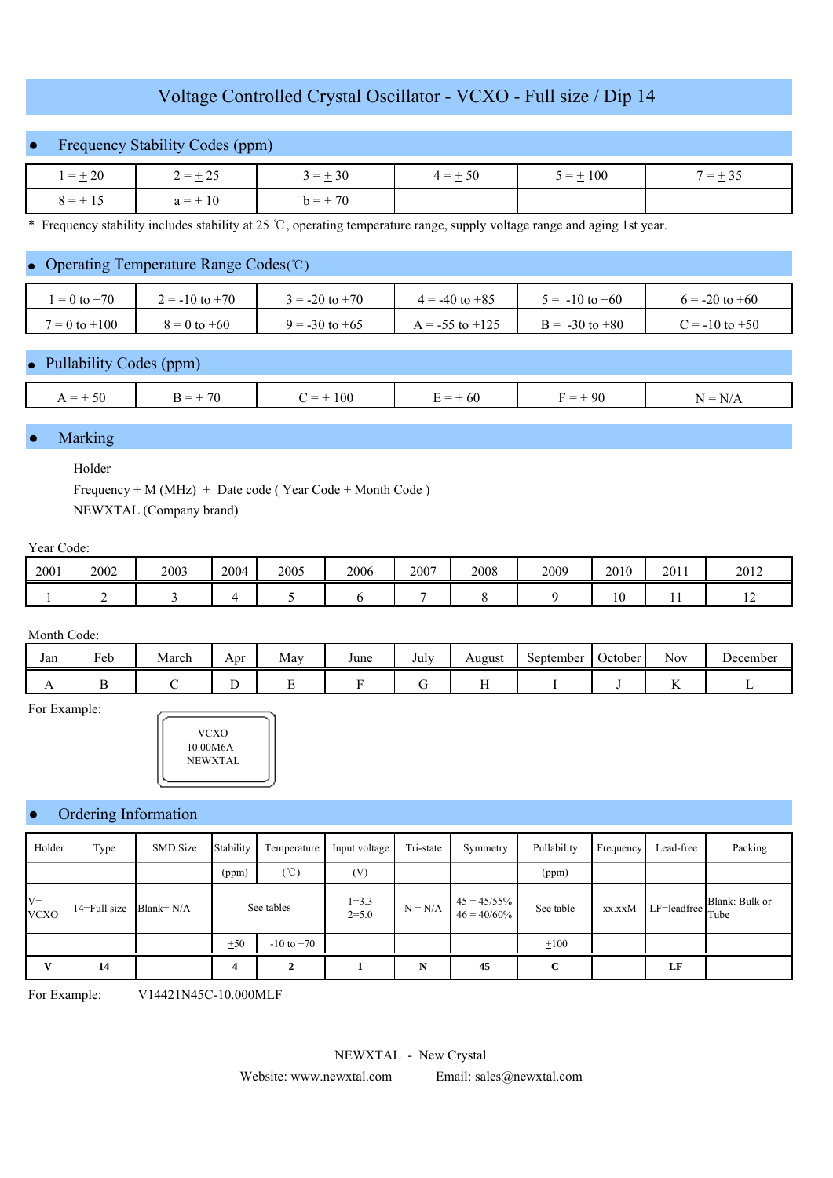# Voltage Controlled Crystal Oscillator - VCXO - Full size / Dip 14

## Frequency Stability Codes (ppm)

| 1 = ± 20 | 2 = ± 25 | 3 = ± 30 | 4 = ± 50 | 5 = ± 100 | 7 = ± 35 |
|---|---|---|---|---|---|
| 8 = ± 15 | a = ± 10 | b = ± 70 | | | |

\* Frequency stability includes stability at 25 ℃, operating temperature range, supply voltage range and aging 1st year.

## Operating Temperature Range Codes(℃)

| 1 = 0 to +70 | 2 = -10 to +70 | 3 = -20 to +70 | 4 = -40 to +85 | 5 = -10 to +60 | 6 = -20 to +60 |
|---|---|---|---|---|---|
| 7 = 0 to +100 | 8 = 0 to +60 | 9 = -30 to +65 | A = -55 to +125 | B = -30 to +80 | C = -10 to +50 |

## Pullability Codes (ppm)

| A = ± 50 | B = ± 70 | C = ± 100 | E = ± 60 | F = ± 90 | N = N/A |
|---|---|---|---|---|---|

## Marking

Holder

Frequency + M (MHz) + Date code ( Year Code + Month Code )

NEWXTAL (Company brand)

Year Code:

| 2001 | 2002 | 2003 | 2004 | 2005 | 2006 | 2007 | 2008 | 2009 | 2010 | 2011 | 2012 |
|---|---|---|---|---|---|---|---|---|---|---|---|
| 1 | 2 | 3 | 4 | 5 | 6 | 7 | 8 | 9 | 10 | 11 | 12 |

Month Code:

| Jan | Feb | March | Apr | May | June | July | August | September | October | Nov | December |
|---|---|---|---|---|---|---|---|---|---|---|---|
| A | B | C | D | E | F | G | H | I | J | K | L |

For Example:

VCXO
10.00M6A
NEWXTAL

## Ordering Information

| Holder | Type | SMD Size | Stability | Temperature | Input voltage | Tri-state | Symmetry | Pullability | Frequency | Lead-free | Packing |
|---|---|---|---|---|---|---|---|---|---|---|---|
| | | | (ppm) | (℃) | (V) | | | (ppm) | | | |
| V= VCXO | 14=Full size | Blank= N/A | See tables | | 1=3.3<br>2=5.0 | N = N/A | 45 = 45/55%<br>46 = 40/60% | See table | xx.xxM | LF=leadfree | Blank: Bulk or Tube |
| | | | ±50 | -10 to +70 | | | | ±100 | | | |
| **V** | **14** | | **4** | **2** | **1** | **N** | **45** | **C** | | **LF** | |

For Example: V14421N45C-10.000MLF

NEWXTAL - New Crystal

Website: www.newxtal.com Email: sales@newxtal.com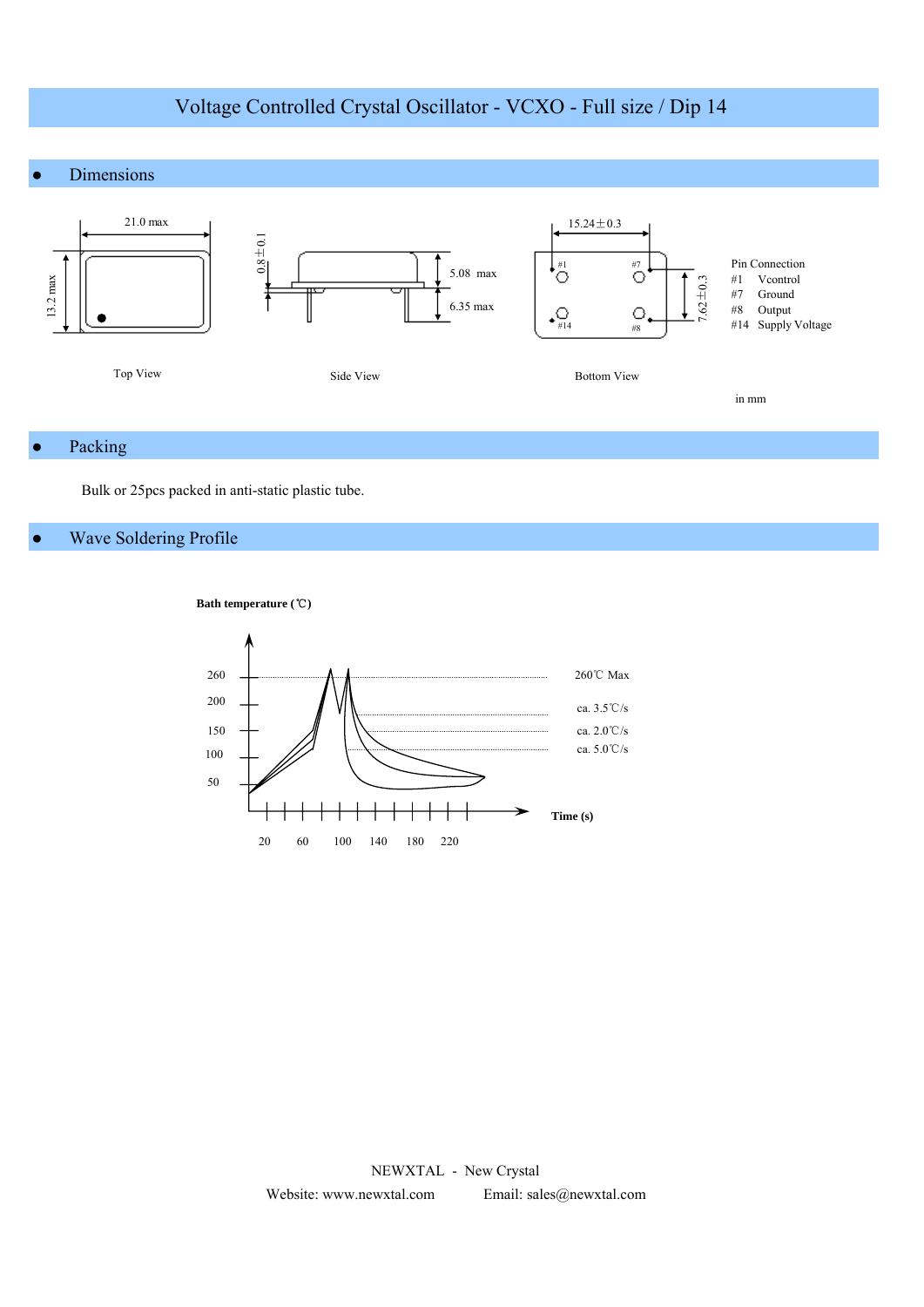# Voltage Controlled Crystal Oscillator - VCXO - Full size / Dip 14

## ● Dimensions

21.0 max

13.2 max

0.8±0.1

5.08 max

6.35 max

15.24±0.3

#1 #7

#14 #8

7.62±0.3

Pin Connection
#1 Vcontrol
#7 Ground
#8 Output
#14 Supply Voltage

Top View

Side View

Bottom View

in mm

## ● Packing

Bulk or 25pcs packed in anti-static plastic tube.

## ● Wave Soldering Profile

**Bath temperature (℃)**

260
200
150
100
50

260℃ Max
ca. 3.5℃/s
ca. 2.0℃/s
ca. 5.0℃/s

20 60 100 140 180 220

**Time (s)**

NEWXTAL - New Crystal
Website: www.newxtal.com Email: sales@newxtal.com